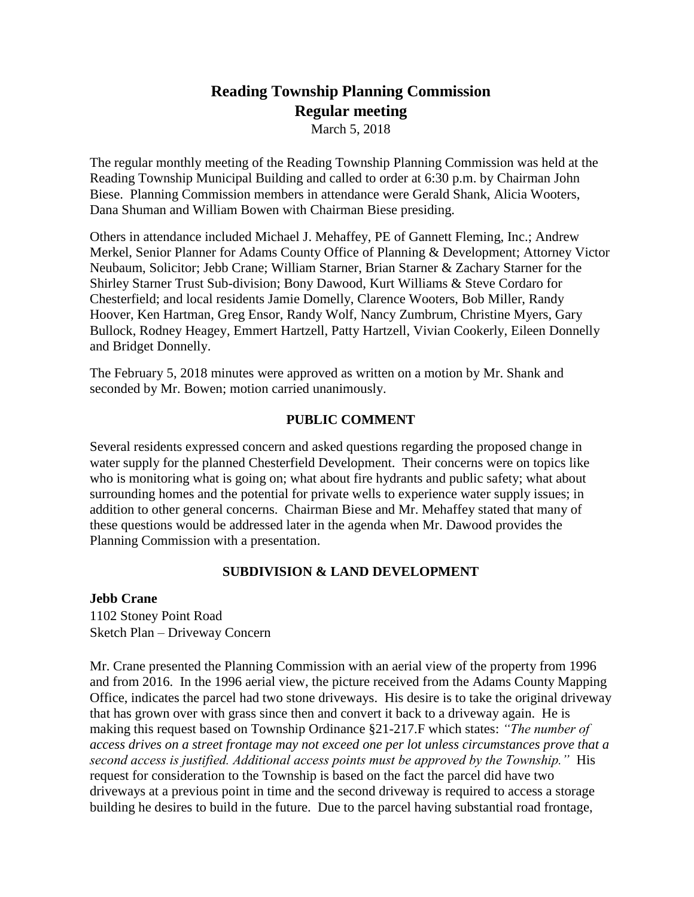# Reading Township Planning Commission
## Regular meeting

March 5, 2018

The regular monthly meeting of the Reading Township Planning Commission was held at the Reading Township Municipal Building and called to order at 6:30 p.m. by Chairman John Biese. Planning Commission members in attendance were Gerald Shank, Alicia Wooters, Dana Shuman and William Bowen with Chairman Biese presiding.

Others in attendance included Michael J. Mehaffey, PE of Gannett Fleming, Inc.; Andrew Merkel, Senior Planner for Adams County Office of Planning & Development; Attorney Victor Neubaum, Solicitor; Jebb Crane; William Starner, Brian Starner & Zachary Starner for the Shirley Starner Trust Sub-division; Bony Dawood, Kurt Williams & Steve Cordaro for Chesterfield; and local residents Jamie Domelly, Clarence Wooters, Bob Miller, Randy Hoover, Ken Hartman, Greg Ensor, Randy Wolf, Nancy Zumbrum, Christine Myers, Gary Bullock, Rodney Heagey, Emmert Hartzell, Patty Hartzell, Vivian Cookerly, Eileen Donnelly and Bridget Donnelly.

The February 5, 2018 minutes were approved as written on a motion by Mr. Shank and seconded by Mr. Bowen; motion carried unanimously.

### PUBLIC COMMENT

Several residents expressed concern and asked questions regarding the proposed change in water supply for the planned Chesterfield Development. Their concerns were on topics like who is monitoring what is going on; what about fire hydrants and public safety; what about surrounding homes and the potential for private wells to experience water supply issues; in addition to other general concerns. Chairman Biese and Mr. Mehaffey stated that many of these questions would be addressed later in the agenda when Mr. Dawood provides the Planning Commission with a presentation.

### SUBDIVISION & LAND DEVELOPMENT

**Jebb Crane**
1102 Stoney Point Road
Sketch Plan – Driveway Concern

Mr. Crane presented the Planning Commission with an aerial view of the property from 1996 and from 2016. In the 1996 aerial view, the picture received from the Adams County Mapping Office, indicates the parcel had two stone driveways. His desire is to take the original driveway that has grown over with grass since then and convert it back to a driveway again. He is making this request based on Township Ordinance §21-217.F which states: *"The number of access drives on a street frontage may not exceed one per lot unless circumstances prove that a second access is justified. Additional access points must be approved by the Township."* His request for consideration to the Township is based on the fact the parcel did have two driveways at a previous point in time and the second driveway is required to access a storage building he desires to build in the future. Due to the parcel having substantial road frontage,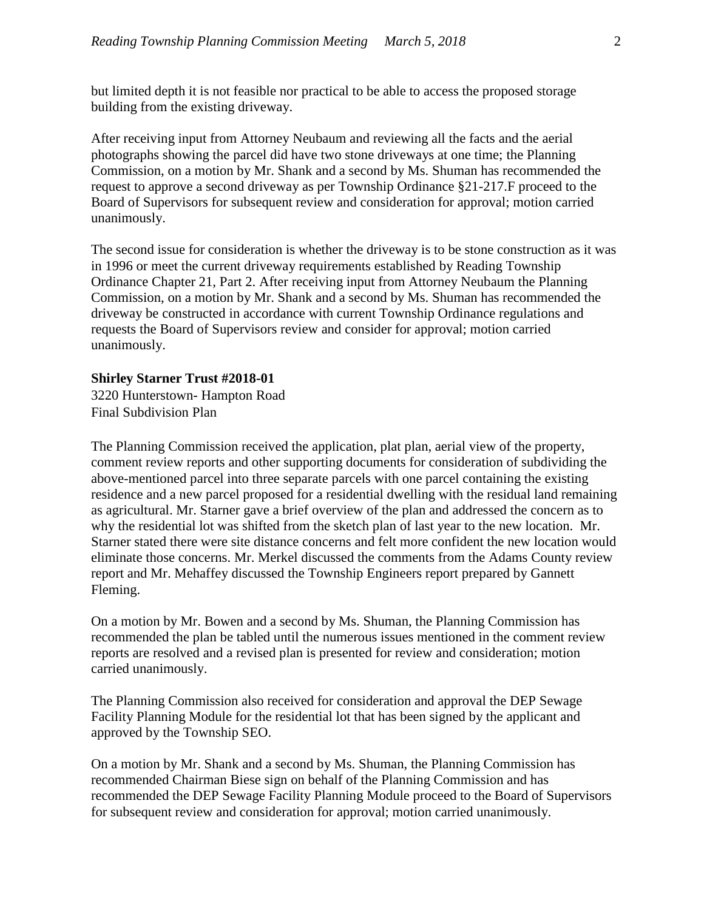but limited depth it is not feasible nor practical to be able to access the proposed storage building from the existing driveway.

After receiving input from Attorney Neubaum and reviewing all the facts and the aerial photographs showing the parcel did have two stone driveways at one time; the Planning Commission, on a motion by Mr. Shank and a second by Ms. Shuman has recommended the request to approve a second driveway as per Township Ordinance §21-217.F proceed to the Board of Supervisors for subsequent review and consideration for approval; motion carried unanimously.

The second issue for consideration is whether the driveway is to be stone construction as it was in 1996 or meet the current driveway requirements established by Reading Township Ordinance Chapter 21, Part 2. After receiving input from Attorney Neubaum the Planning Commission, on a motion by Mr. Shank and a second by Ms. Shuman has recommended the driveway be constructed in accordance with current Township Ordinance regulations and requests the Board of Supervisors review and consider for approval; motion carried unanimously.

**Shirley Starner Trust #2018-01**
3220 Hunterstown- Hampton Road
Final Subdivision Plan

The Planning Commission received the application, plat plan, aerial view of the property, comment review reports and other supporting documents for consideration of subdividing the above-mentioned parcel into three separate parcels with one parcel containing the existing residence and a new parcel proposed for a residential dwelling with the residual land remaining as agricultural. Mr. Starner gave a brief overview of the plan and addressed the concern as to why the residential lot was shifted from the sketch plan of last year to the new location. Mr. Starner stated there were site distance concerns and felt more confident the new location would eliminate those concerns. Mr. Merkel discussed the comments from the Adams County review report and Mr. Mehaffey discussed the Township Engineers report prepared by Gannett Fleming.

On a motion by Mr. Bowen and a second by Ms. Shuman, the Planning Commission has recommended the plan be tabled until the numerous issues mentioned in the comment review reports are resolved and a revised plan is presented for review and consideration; motion carried unanimously.

The Planning Commission also received for consideration and approval the DEP Sewage Facility Planning Module for the residential lot that has been signed by the applicant and approved by the Township SEO.

On a motion by Mr. Shank and a second by Ms. Shuman, the Planning Commission has recommended Chairman Biese sign on behalf of the Planning Commission and has recommended the DEP Sewage Facility Planning Module proceed to the Board of Supervisors for subsequent review and consideration for approval; motion carried unanimously.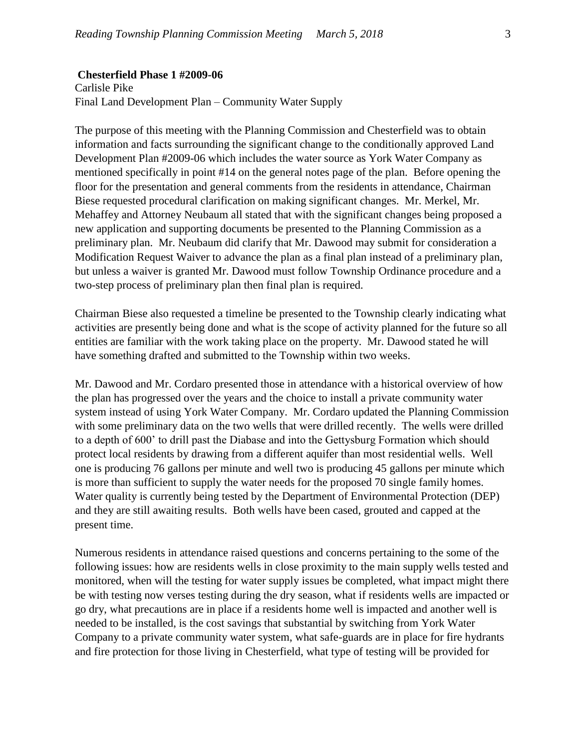**Chesterfield Phase 1 #2009-06**

Carlisle Pike

Final Land Development Plan – Community Water Supply

The purpose of this meeting with the Planning Commission and Chesterfield was to obtain information and facts surrounding the significant change to the conditionally approved Land Development Plan #2009-06 which includes the water source as York Water Company as mentioned specifically in point #14 on the general notes page of the plan. Before opening the floor for the presentation and general comments from the residents in attendance, Chairman Biese requested procedural clarification on making significant changes. Mr. Merkel, Mr. Mehaffey and Attorney Neubaum all stated that with the significant changes being proposed a new application and supporting documents be presented to the Planning Commission as a preliminary plan. Mr. Neubaum did clarify that Mr. Dawood may submit for consideration a Modification Request Waiver to advance the plan as a final plan instead of a preliminary plan, but unless a waiver is granted Mr. Dawood must follow Township Ordinance procedure and a two-step process of preliminary plan then final plan is required.

Chairman Biese also requested a timeline be presented to the Township clearly indicating what activities are presently being done and what is the scope of activity planned for the future so all entities are familiar with the work taking place on the property. Mr. Dawood stated he will have something drafted and submitted to the Township within two weeks.

Mr. Dawood and Mr. Cordaro presented those in attendance with a historical overview of how the plan has progressed over the years and the choice to install a private community water system instead of using York Water Company. Mr. Cordaro updated the Planning Commission with some preliminary data on the two wells that were drilled recently. The wells were drilled to a depth of 600' to drill past the Diabase and into the Gettysburg Formation which should protect local residents by drawing from a different aquifer than most residential wells. Well one is producing 76 gallons per minute and well two is producing 45 gallons per minute which is more than sufficient to supply the water needs for the proposed 70 single family homes. Water quality is currently being tested by the Department of Environmental Protection (DEP) and they are still awaiting results. Both wells have been cased, grouted and capped at the present time.

Numerous residents in attendance raised questions and concerns pertaining to the some of the following issues: how are residents wells in close proximity to the main supply wells tested and monitored, when will the testing for water supply issues be completed, what impact might there be with testing now verses testing during the dry season, what if residents wells are impacted or go dry, what precautions are in place if a residents home well is impacted and another well is needed to be installed, is the cost savings that substantial by switching from York Water Company to a private community water system, what safe-guards are in place for fire hydrants and fire protection for those living in Chesterfield, what type of testing will be provided for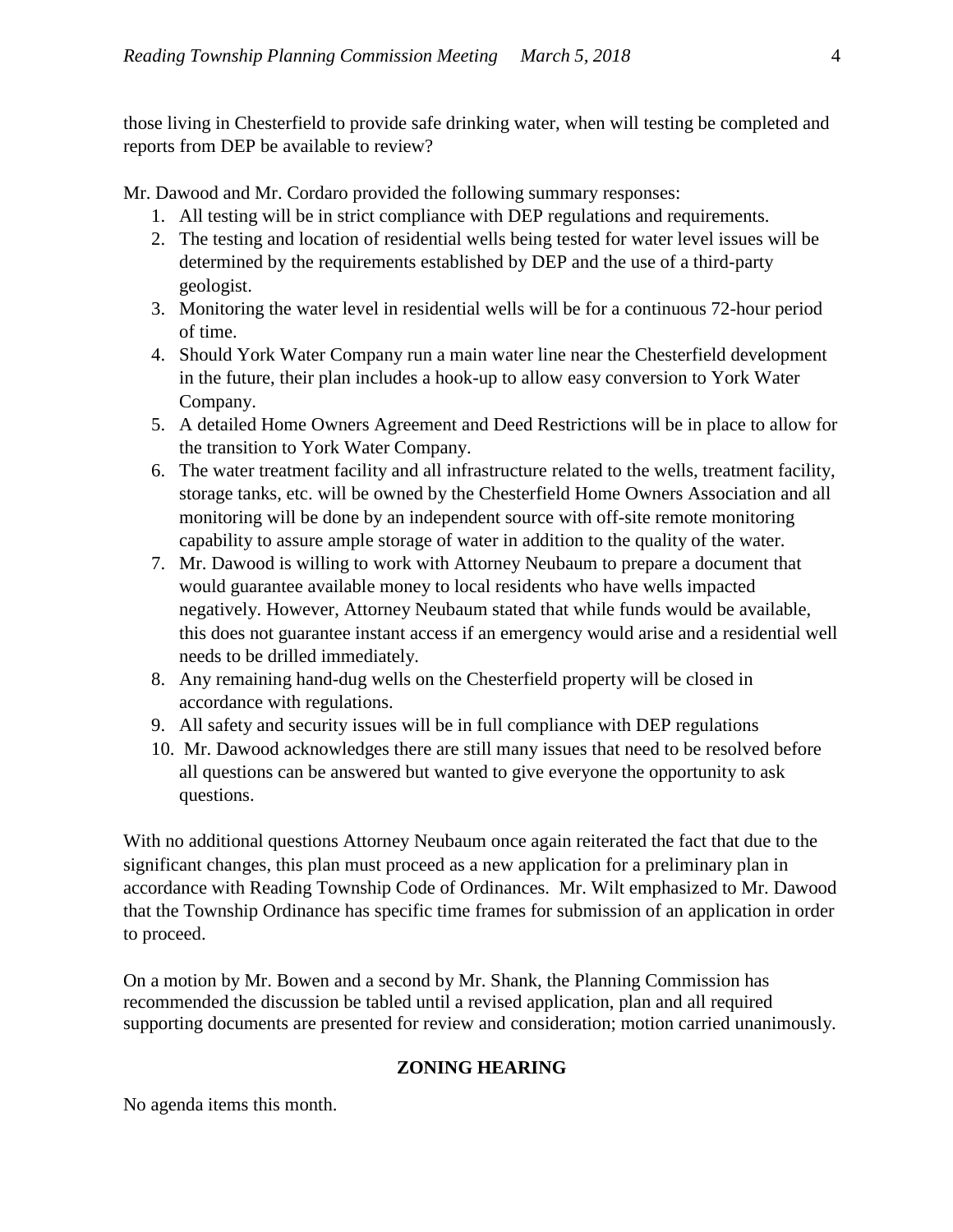those living in Chesterfield to provide safe drinking water, when will testing be completed and reports from DEP be available to review?

Mr. Dawood and Mr. Cordaro provided the following summary responses:

1. All testing will be in strict compliance with DEP regulations and requirements.
2. The testing and location of residential wells being tested for water level issues will be determined by the requirements established by DEP and the use of a third-party geologist.
3. Monitoring the water level in residential wells will be for a continuous 72-hour period of time.
4. Should York Water Company run a main water line near the Chesterfield development in the future, their plan includes a hook-up to allow easy conversion to York Water Company.
5. A detailed Home Owners Agreement and Deed Restrictions will be in place to allow for the transition to York Water Company.
6. The water treatment facility and all infrastructure related to the wells, treatment facility, storage tanks, etc. will be owned by the Chesterfield Home Owners Association and all monitoring will be done by an independent source with off-site remote monitoring capability to assure ample storage of water in addition to the quality of the water.
7. Mr. Dawood is willing to work with Attorney Neubaum to prepare a document that would guarantee available money to local residents who have wells impacted negatively. However, Attorney Neubaum stated that while funds would be available, this does not guarantee instant access if an emergency would arise and a residential well needs to be drilled immediately.
8. Any remaining hand-dug wells on the Chesterfield property will be closed in accordance with regulations.
9. All safety and security issues will be in full compliance with DEP regulations
10. Mr. Dawood acknowledges there are still many issues that need to be resolved before all questions can be answered but wanted to give everyone the opportunity to ask questions.

With no additional questions Attorney Neubaum once again reiterated the fact that due to the significant changes, this plan must proceed as a new application for a preliminary plan in accordance with Reading Township Code of Ordinances. Mr. Wilt emphasized to Mr. Dawood that the Township Ordinance has specific time frames for submission of an application in order to proceed.

On a motion by Mr. Bowen and a second by Mr. Shank, the Planning Commission has recommended the discussion be tabled until a revised application, plan and all required supporting documents are presented for review and consideration; motion carried unanimously.

## ZONING HEARING

No agenda items this month.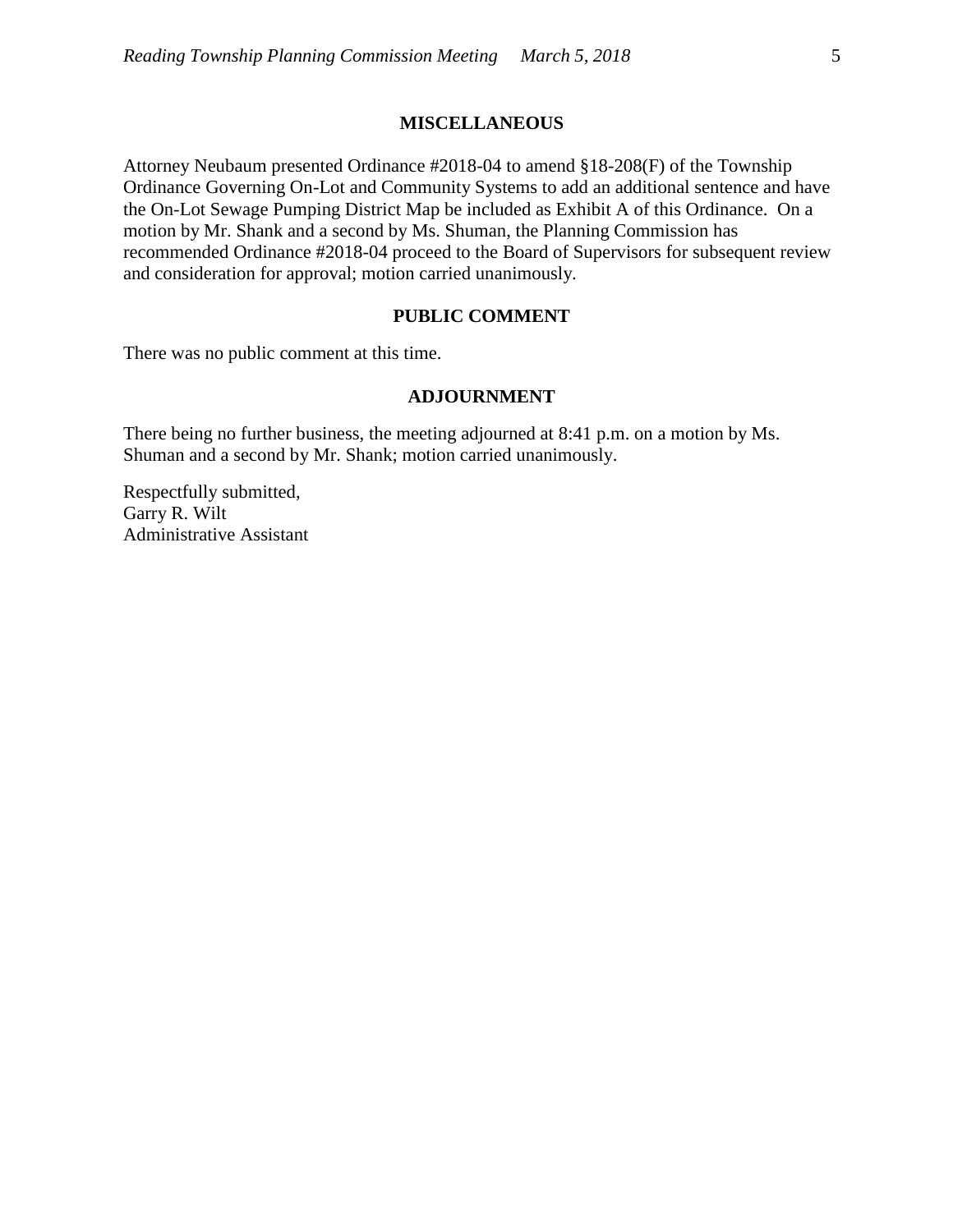## MISCELLANEOUS

Attorney Neubaum presented Ordinance #2018-04 to amend §18-208(F) of the Township Ordinance Governing On-Lot and Community Systems to add an additional sentence and have the On-Lot Sewage Pumping District Map be included as Exhibit A of this Ordinance. On a motion by Mr. Shank and a second by Ms. Shuman, the Planning Commission has recommended Ordinance #2018-04 proceed to the Board of Supervisors for subsequent review and consideration for approval; motion carried unanimously.

## PUBLIC COMMENT

There was no public comment at this time.

## ADJOURNMENT

There being no further business, the meeting adjourned at 8:41 p.m. on a motion by Ms. Shuman and a second by Mr. Shank; motion carried unanimously.

Respectfully submitted,
Garry R. Wilt
Administrative Assistant